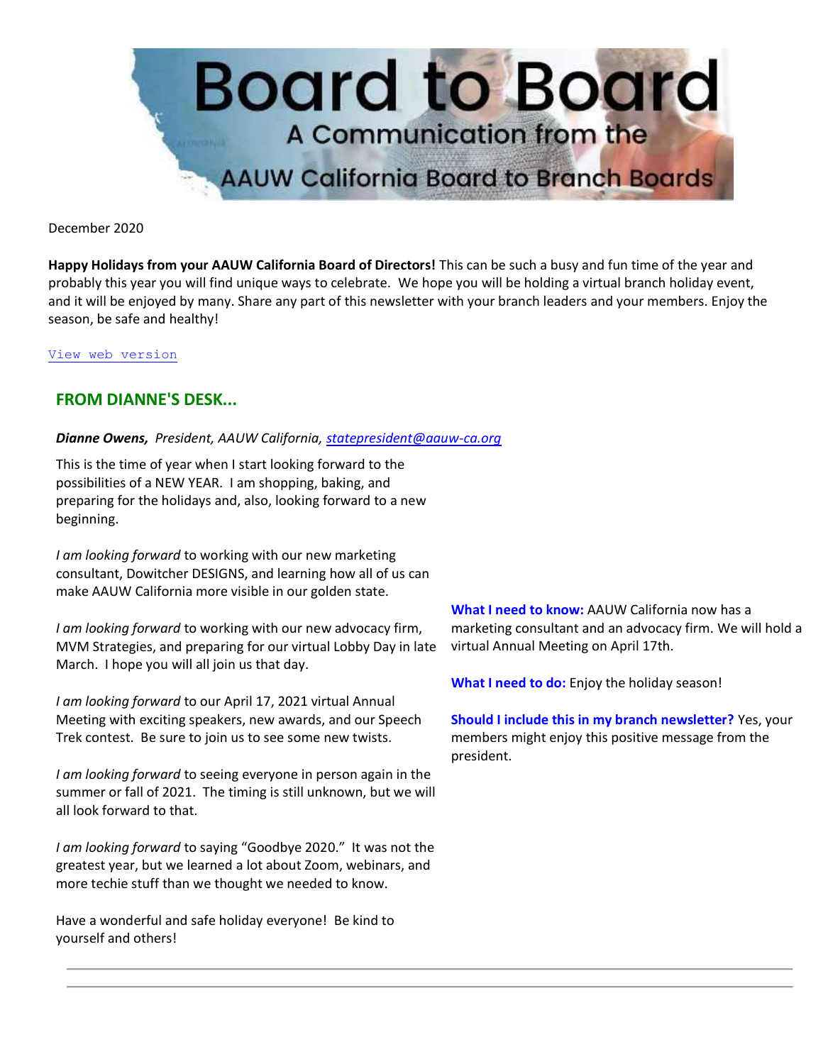# Board to Board

## A Communication from the AAUW California Board to Branch Boards

December 2020

**Happy Holidays from your AAUW California Board of Directors!** This can be such a busy and fun time of the year and probably this year you will find unique ways to celebrate. We hope you will be holding a virtual branch holiday event, and it will be enjoyed by many. Share any part of this newsletter with your branch leaders and your members. Enjoy the season, be safe and healthy!

View web version

## FROM DIANNE'S DESK...

***Dianne Owens,*** *President, AAUW California, statepresident@aauw-ca.org*

This is the time of year when I start looking forward to the possibilities of a NEW YEAR. I am shopping, baking, and preparing for the holidays and, also, looking forward to a new beginning.

*I am looking forward* to working with our new marketing consultant, Dowitcher DESIGNS, and learning how all of us can make AAUW California more visible in our golden state.

*I am looking forward* to working with our new advocacy firm, MVM Strategies, and preparing for our virtual Lobby Day in late March. I hope you will all join us that day.

*I am looking forward* to our April 17, 2021 virtual Annual Meeting with exciting speakers, new awards, and our Speech Trek contest. Be sure to join us to see some new twists.

*I am looking forward* to seeing everyone in person again in the summer or fall of 2021. The timing is still unknown, but we will all look forward to that.

*I am looking forward* to saying "Goodbye 2020." It was not the greatest year, but we learned a lot about Zoom, webinars, and more techie stuff than we thought we needed to know.

Have a wonderful and safe holiday everyone! Be kind to yourself and others!

**What I need to know:** AAUW California now has a marketing consultant and an advocacy firm. We will hold a virtual Annual Meeting on April 17th.

**What I need to do:** Enjoy the holiday season!

**Should I include this in my branch newsletter?** Yes, your members might enjoy this positive message from the president.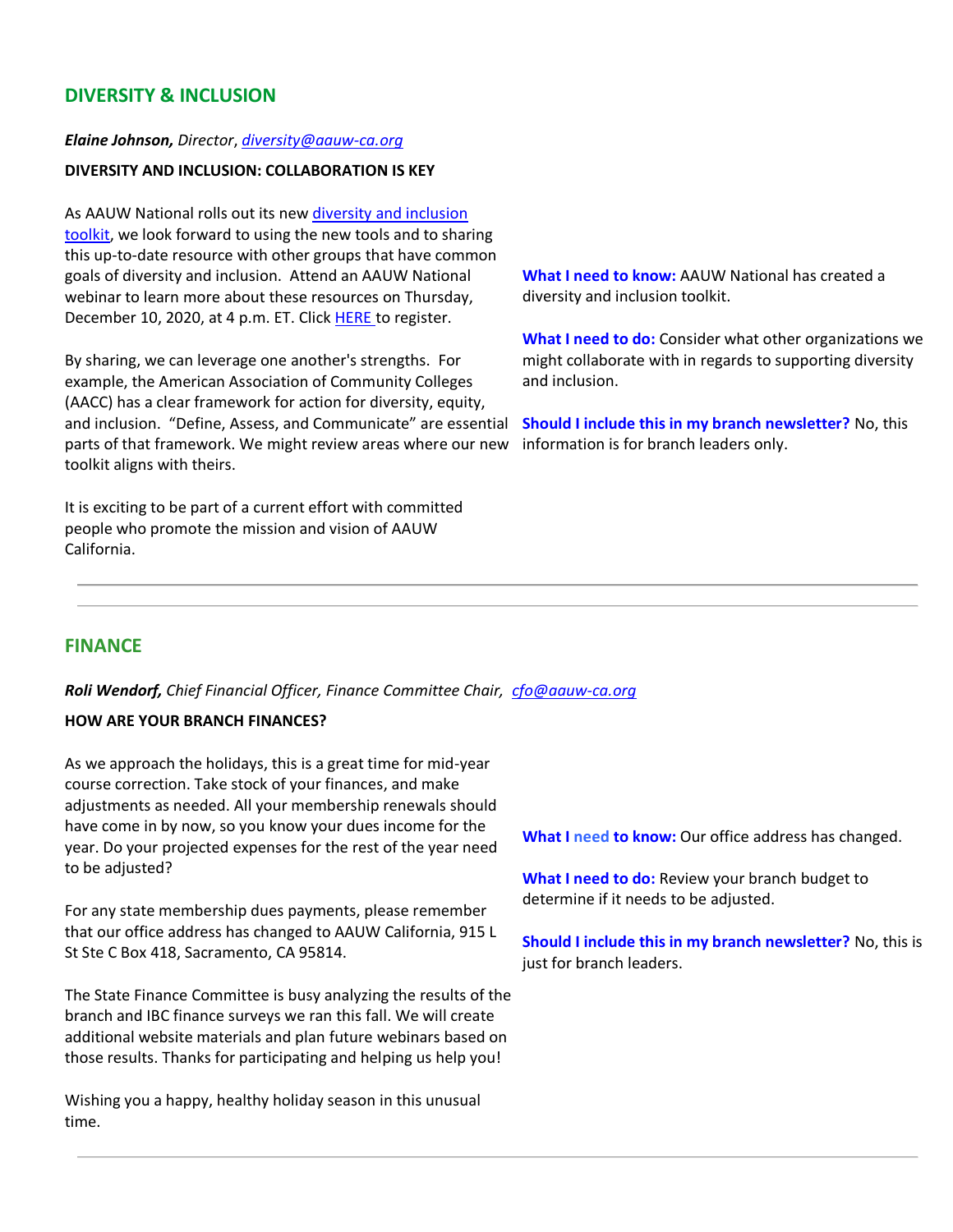## DIVERSITY & INCLUSION

***Elaine Johnson,*** *Director, diversity@aauw-ca.org*

**DIVERSITY AND INCLUSION: COLLABORATION IS KEY**

As AAUW National rolls out its new diversity and inclusion toolkit, we look forward to using the new tools and to sharing this up-to-date resource with other groups that have common goals of diversity and inclusion. Attend an AAUW National webinar to learn more about these resources on Thursday, December 10, 2020, at 4 p.m. ET. Click HERE to register.

By sharing, we can leverage one another's strengths. For example, the American Association of Community Colleges (AACC) has a clear framework for action for diversity, equity, and inclusion. "Define, Assess, and Communicate" are essential parts of that framework. We might review areas where our new toolkit aligns with theirs.

It is exciting to be part of a current effort with committed people who promote the mission and vision of AAUW California.

**What I need to know:** AAUW National has created a diversity and inclusion toolkit.

**What I need to do:** Consider what other organizations we might collaborate with in regards to supporting diversity and inclusion.

**Should I include this in my branch newsletter?** No, this information is for branch leaders only.

---

## FINANCE

***Roli Wendorf,*** *Chief Financial Officer, Finance Committee Chair, cfo@aauw-ca.org*

**HOW ARE YOUR BRANCH FINANCES?**

As we approach the holidays, this is a great time for mid-year course correction. Take stock of your finances, and make adjustments as needed. All your membership renewals should have come in by now, so you know your dues income for the year. Do your projected expenses for the rest of the year need to be adjusted?

For any state membership dues payments, please remember that our office address has changed to AAUW California, 915 L St Ste C Box 418, Sacramento, CA 95814.

The State Finance Committee is busy analyzing the results of the branch and IBC finance surveys we ran this fall. We will create additional website materials and plan future webinars based on those results. Thanks for participating and helping us help you!

Wishing you a happy, healthy holiday season in this unusual time.

**What I need to know:** Our office address has changed.

**What I need to do:** Review your branch budget to determine if it needs to be adjusted.

**Should I include this in my branch newsletter?** No, this is just for branch leaders.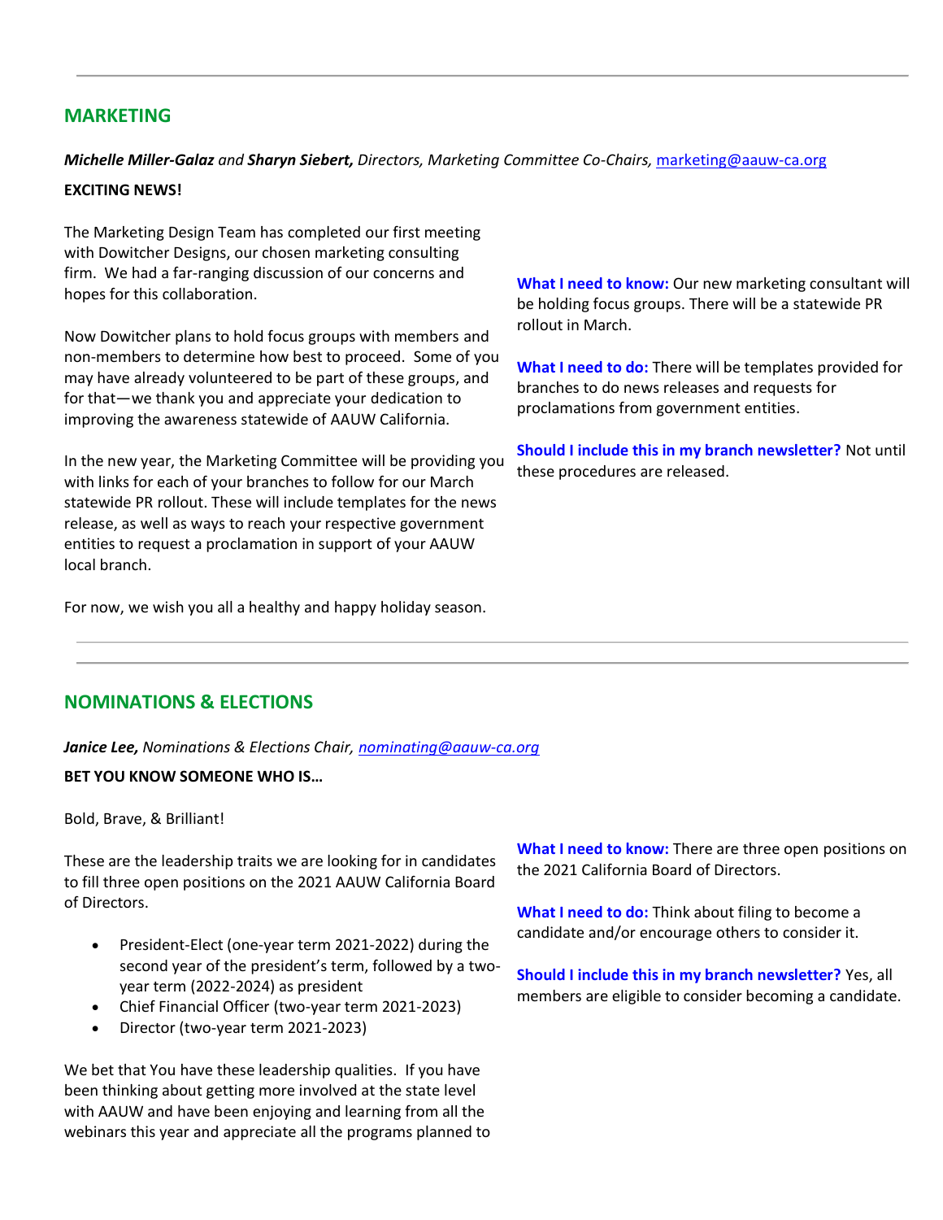## MARKETING

***Michelle Miller-Galaz*** *and* ***Sharyn Siebert,*** *Directors, Marketing Committee Co-Chairs,* marketing@aauw-ca.org

**EXCITING NEWS!**

The Marketing Design Team has completed our first meeting with Dowitcher Designs, our chosen marketing consulting firm. We had a far-ranging discussion of our concerns and hopes for this collaboration.

Now Dowitcher plans to hold focus groups with members and non-members to determine how best to proceed. Some of you may have already volunteered to be part of these groups, and for that—we thank you and appreciate your dedication to improving the awareness statewide of AAUW California.

In the new year, the Marketing Committee will be providing you with links for each of your branches to follow for our March statewide PR rollout. These will include templates for the news release, as well as ways to reach your respective government entities to request a proclamation in support of your AAUW local branch.

For now, we wish you all a healthy and happy holiday season.

**What I need to know:** Our new marketing consultant will be holding focus groups. There will be a statewide PR rollout in March.

**What I need to do:** There will be templates provided for branches to do news releases and requests for proclamations from government entities.

**Should I include this in my branch newsletter?** Not until these procedures are released.

---

## NOMINATIONS & ELECTIONS

***Janice Lee,*** *Nominations & Elections Chair, nominating@aauw-ca.org*

**BET YOU KNOW SOMEONE WHO IS…**

Bold, Brave, & Brilliant!

These are the leadership traits we are looking for in candidates to fill three open positions on the 2021 AAUW California Board of Directors.

- President-Elect (one-year term 2021-2022) during the second year of the president's term, followed by a two-year term (2022-2024) as president
- Chief Financial Officer (two-year term 2021-2023)
- Director (two-year term 2021-2023)

We bet that You have these leadership qualities. If you have been thinking about getting more involved at the state level with AAUW and have been enjoying and learning from all the webinars this year and appreciate all the programs planned to

**What I need to know:** There are three open positions on the 2021 California Board of Directors.

**What I need to do:** Think about filing to become a candidate and/or encourage others to consider it.

**Should I include this in my branch newsletter?** Yes, all members are eligible to consider becoming a candidate.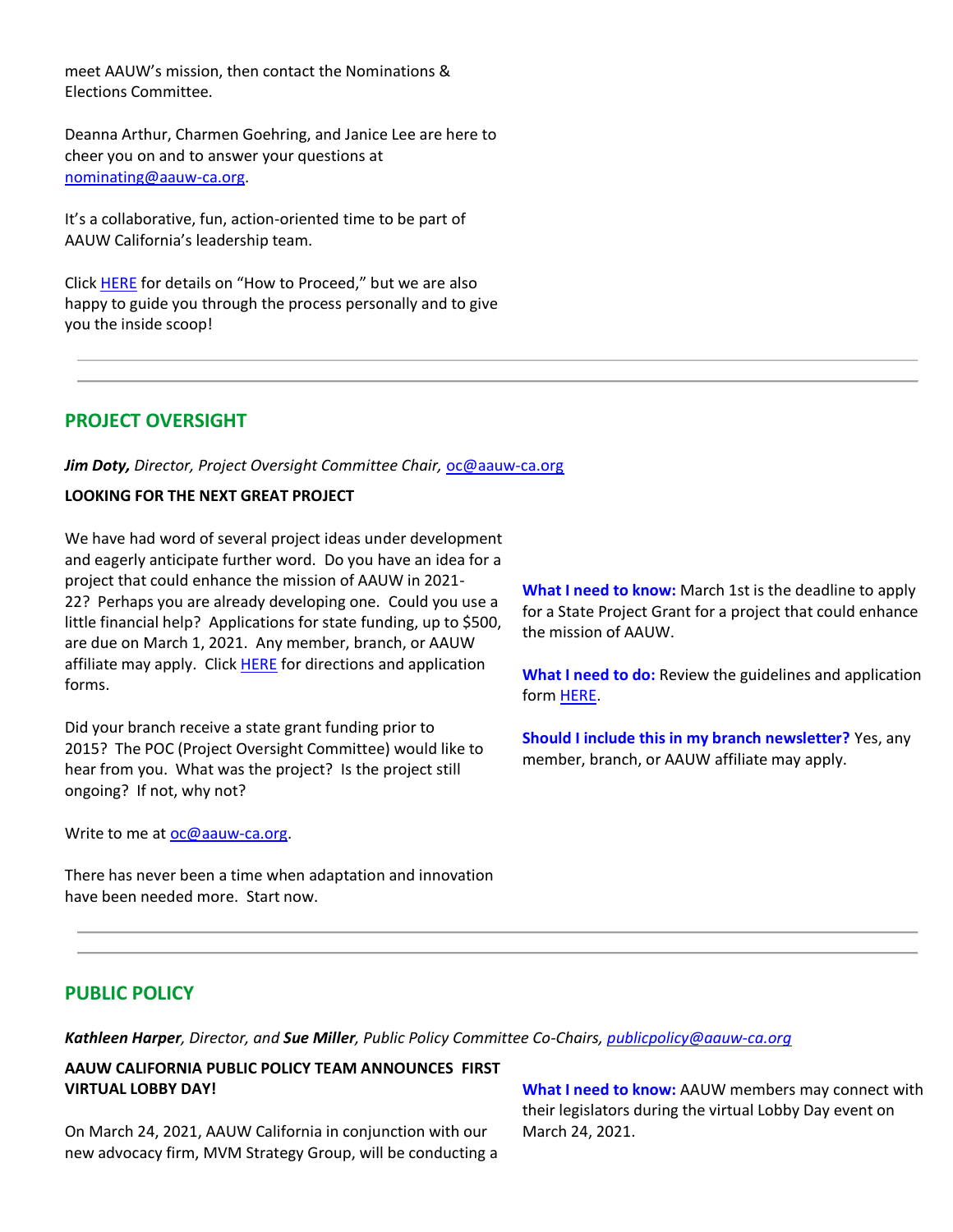meet AAUW's mission, then contact the Nominations & Elections Committee.

Deanna Arthur, Charmen Goehring, and Janice Lee are here to cheer you on and to answer your questions at nominating@aauw-ca.org.

It's a collaborative, fun, action-oriented time to be part of AAUW California's leadership team.

Click HERE for details on "How to Proceed," but we are also happy to guide you through the process personally and to give you the inside scoop!

---

## PROJECT OVERSIGHT

***Jim Doty,*** *Director, Project Oversight Committee Chair,* oc@aauw-ca.org

**LOOKING FOR THE NEXT GREAT PROJECT**

We have had word of several project ideas under development and eagerly anticipate further word. Do you have an idea for a project that could enhance the mission of AAUW in 2021-22? Perhaps you are already developing one. Could you use a little financial help? Applications for state funding, up to $500, are due on March 1, 2021. Any member, branch, or AAUW affiliate may apply. Click HERE for directions and application forms.

Did your branch receive a state grant funding prior to 2015? The POC (Project Oversight Committee) would like to hear from you. What was the project? Is the project still ongoing? If not, why not?

Write to me at oc@aauw-ca.org.

There has never been a time when adaptation and innovation have been needed more. Start now.

**What I need to know:** March 1st is the deadline to apply for a State Project Grant for a project that could enhance the mission of AAUW.

**What I need to do:** Review the guidelines and application form HERE.

**Should I include this in my branch newsletter?** Yes, any member, branch, or AAUW affiliate may apply.

---

## PUBLIC POLICY

***Kathleen Harper****, Director, and* ***Sue Miller****, Public Policy Committee Co-Chairs, publicpolicy@aauw-ca.org*

**AAUW CALIFORNIA PUBLIC POLICY TEAM ANNOUNCES FIRST VIRTUAL LOBBY DAY!**

On March 24, 2021, AAUW California in conjunction with our new advocacy firm, MVM Strategy Group, will be conducting a

**What I need to know:** AAUW members may connect with their legislators during the virtual Lobby Day event on March 24, 2021.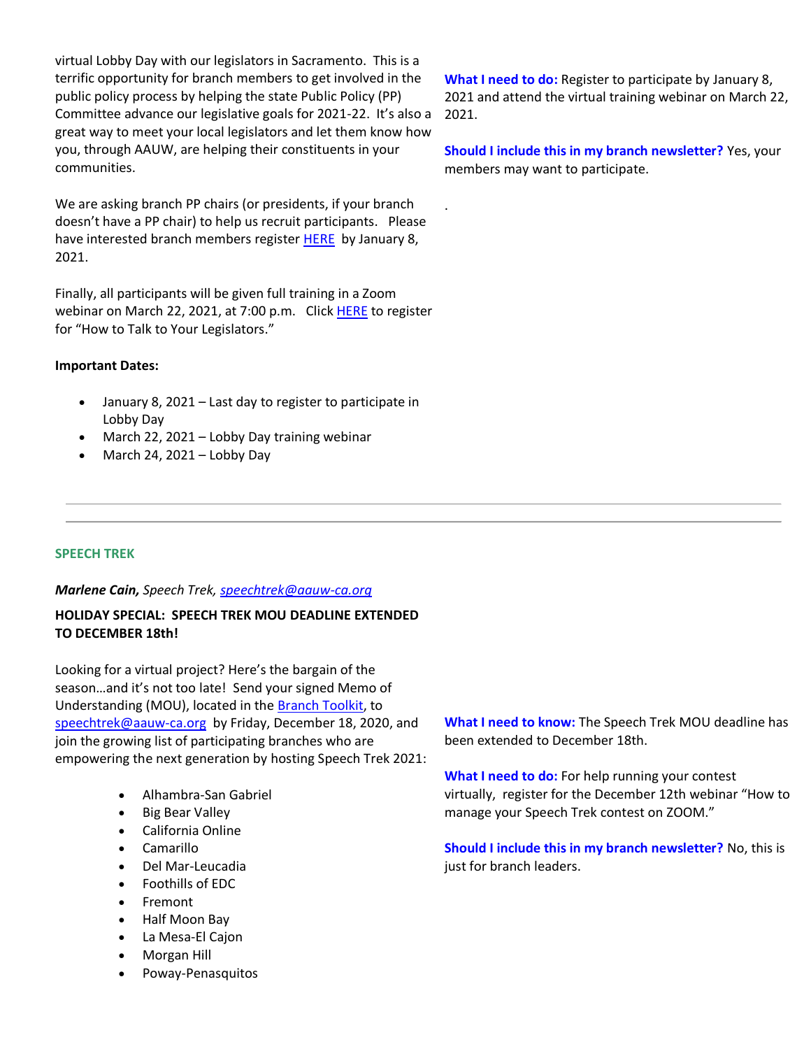virtual Lobby Day with our legislators in Sacramento. This is a terrific opportunity for branch members to get involved in the public policy process by helping the state Public Policy (PP) Committee advance our legislative goals for 2021-22. It's also a great way to meet your local legislators and let them know how you, through AAUW, are helping their constituents in your communities.

We are asking branch PP chairs (or presidents, if your branch doesn't have a PP chair) to help us recruit participants. Please have interested branch members register HERE by January 8, 2021.

Finally, all participants will be given full training in a Zoom webinar on March 22, 2021, at 7:00 p.m. Click HERE to register for "How to Talk to Your Legislators."

**Important Dates:**

- January 8, 2021 – Last day to register to participate in Lobby Day
- March 22, 2021 – Lobby Day training webinar
- March 24, 2021 – Lobby Day

**What I need to do:** Register to participate by January 8, 2021 and attend the virtual training webinar on March 22, 2021.

**Should I include this in my branch newsletter?** Yes, your members may want to participate.

---

## SPEECH TREK

***Marlene Cain,*** *Speech Trek, speechtrek@aauw-ca.org*

**HOLIDAY SPECIAL: SPEECH TREK MOU DEADLINE EXTENDED TO DECEMBER 18th!**

Looking for a virtual project? Here's the bargain of the season…and it's not too late! Send your signed Memo of Understanding (MOU), located in the Branch Toolkit, to speechtrek@aauw-ca.org by Friday, December 18, 2020, and join the growing list of participating branches who are empowering the next generation by hosting Speech Trek 2021:

- Alhambra-San Gabriel
- Big Bear Valley
- California Online
- Camarillo
- Del Mar-Leucadia
- Foothills of EDC
- Fremont
- Half Moon Bay
- La Mesa-El Cajon
- Morgan Hill
- Poway-Penasquitos

**What I need to know:** The Speech Trek MOU deadline has been extended to December 18th.

**What I need to do:** For help running your contest virtually, register for the December 12th webinar "How to manage your Speech Trek contest on ZOOM."

**Should I include this in my branch newsletter?** No, this is just for branch leaders.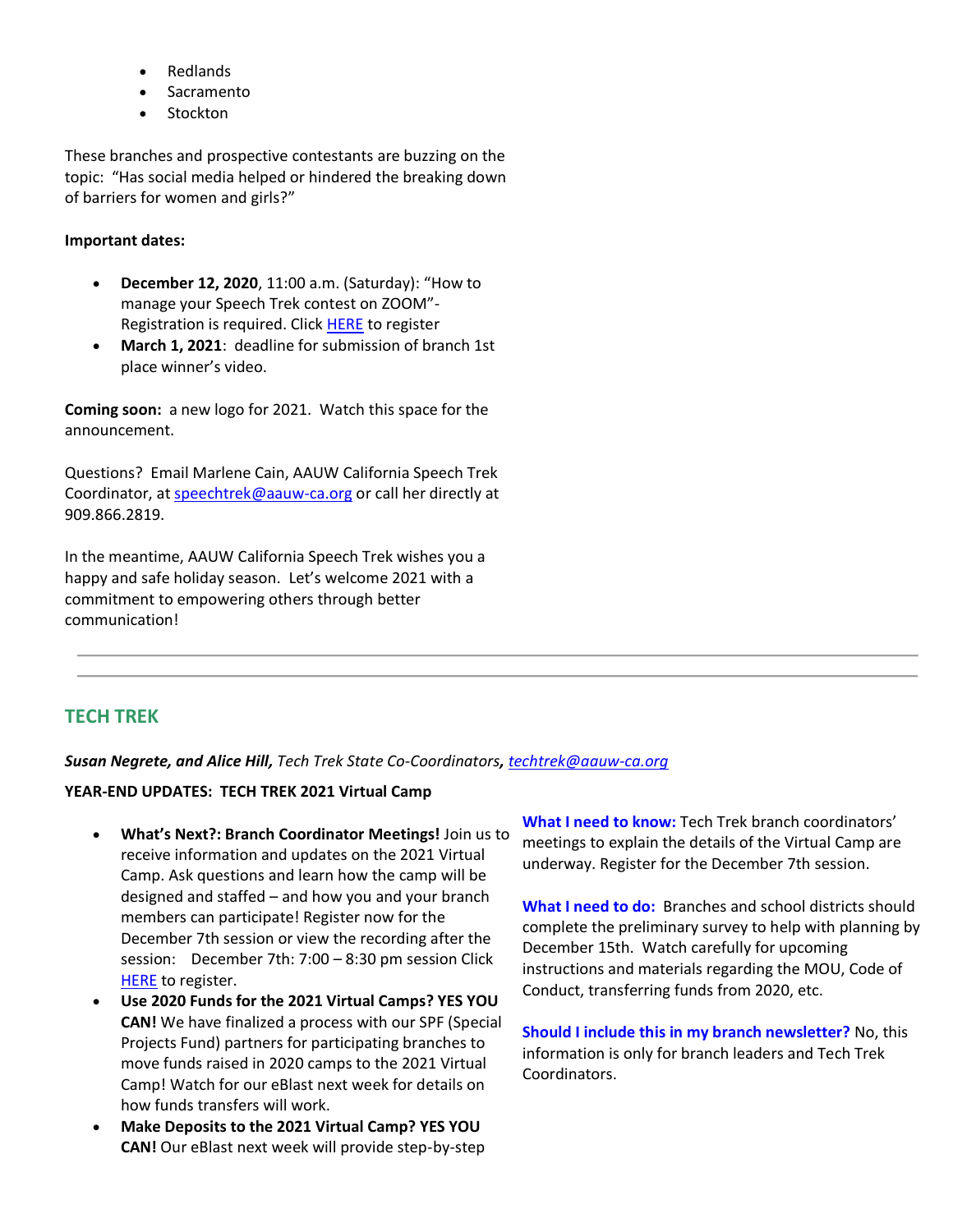- Redlands
- Sacramento
- Stockton

These branches and prospective contestants are buzzing on the topic: "Has social media helped or hindered the breaking down of barriers for women and girls?"

**Important dates:**

- **December 12, 2020**, 11:00 a.m. (Saturday): "How to manage your Speech Trek contest on ZOOM"- Registration is required. Click HERE to register
- **March 1, 2021**: deadline for submission of branch 1st place winner's video.

**Coming soon:** a new logo for 2021. Watch this space for the announcement.

Questions? Email Marlene Cain, AAUW California Speech Trek Coordinator, at speechtrek@aauw-ca.org or call her directly at 909.866.2819.

In the meantime, AAUW California Speech Trek wishes you a happy and safe holiday season. Let's welcome 2021 with a commitment to empowering others through better communication!

---

## TECH TREK

***Susan Negrete, and Alice Hill,*** *Tech Trek State Co-Coordinators,* *techtrek@aauw-ca.org*

**YEAR-END UPDATES: TECH TREK 2021 Virtual Camp**

- **What's Next?: Branch Coordinator Meetings!** Join us to receive information and updates on the 2021 Virtual Camp. Ask questions and learn how the camp will be designed and staffed – and how you and your branch members can participate! Register now for the December 7th session or view the recording after the session: December 7th: 7:00 – 8:30 pm session Click HERE to register.
- **Use 2020 Funds for the 2021 Virtual Camps? YES YOU CAN!** We have finalized a process with our SPF (Special Projects Fund) partners for participating branches to move funds raised in 2020 camps to the 2021 Virtual Camp! Watch for our eBlast next week for details on how funds transfers will work.
- **Make Deposits to the 2021 Virtual Camp? YES YOU CAN!** Our eBlast next week will provide step-by-step

**What I need to know:** Tech Trek branch coordinators' meetings to explain the details of the Virtual Camp are underway. Register for the December 7th session.

**What I need to do:** Branches and school districts should complete the preliminary survey to help with planning by December 15th. Watch carefully for upcoming instructions and materials regarding the MOU, Code of Conduct, transferring funds from 2020, etc.

**Should I include this in my branch newsletter?** No, this information is only for branch leaders and Tech Trek Coordinators.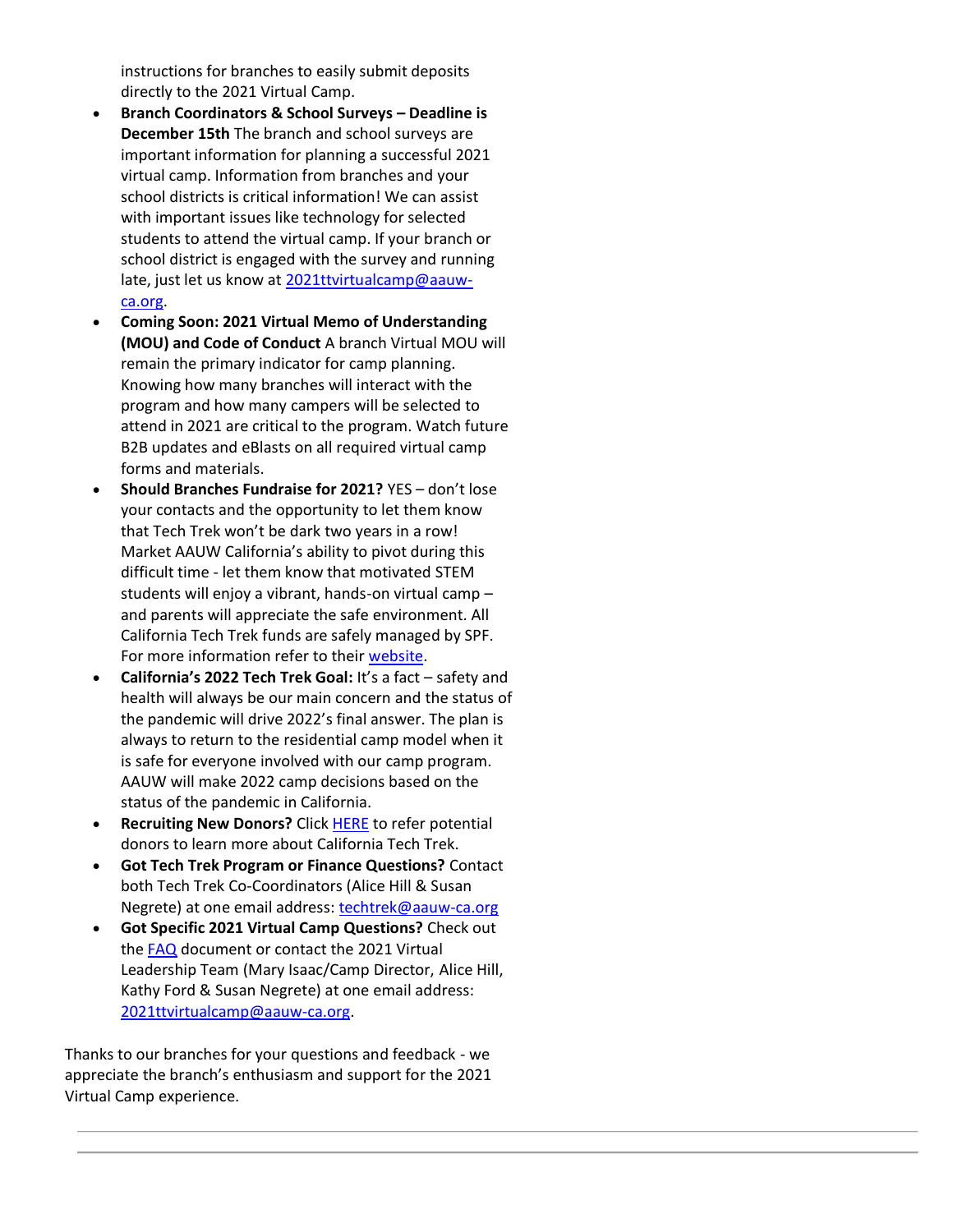instructions for branches to easily submit deposits directly to the 2021 Virtual Camp.

- **Branch Coordinators & School Surveys – Deadline is December 15th** The branch and school surveys are important information for planning a successful 2021 virtual camp. Information from branches and your school districts is critical information! We can assist with important issues like technology for selected students to attend the virtual camp. If your branch or school district is engaged with the survey and running late, just let us know at 2021ttvirtualcamp@aauw-ca.org.
- **Coming Soon: 2021 Virtual Memo of Understanding (MOU) and Code of Conduct** A branch Virtual MOU will remain the primary indicator for camp planning. Knowing how many branches will interact with the program and how many campers will be selected to attend in 2021 are critical to the program. Watch future B2B updates and eBlasts on all required virtual camp forms and materials.
- **Should Branches Fundraise for 2021?** YES – don't lose your contacts and the opportunity to let them know that Tech Trek won't be dark two years in a row! Market AAUW California's ability to pivot during this difficult time - let them know that motivated STEM students will enjoy a vibrant, hands-on virtual camp – and parents will appreciate the safe environment. All California Tech Trek funds are safely managed by SPF. For more information refer to their website.
- **California's 2022 Tech Trek Goal:** It's a fact – safety and health will always be our main concern and the status of the pandemic will drive 2022's final answer. The plan is always to return to the residential camp model when it is safe for everyone involved with our camp program. AAUW will make 2022 camp decisions based on the status of the pandemic in California.
- **Recruiting New Donors?** Click HERE to refer potential donors to learn more about California Tech Trek.
- **Got Tech Trek Program or Finance Questions?** Contact both Tech Trek Co-Coordinators (Alice Hill & Susan Negrete) at one email address: techtrek@aauw-ca.org
- **Got Specific 2021 Virtual Camp Questions?** Check out the FAQ document or contact the 2021 Virtual Leadership Team (Mary Isaac/Camp Director, Alice Hill, Kathy Ford & Susan Negrete) at one email address: 2021ttvirtualcamp@aauw-ca.org.

Thanks to our branches for your questions and feedback - we appreciate the branch's enthusiasm and support for the 2021 Virtual Camp experience.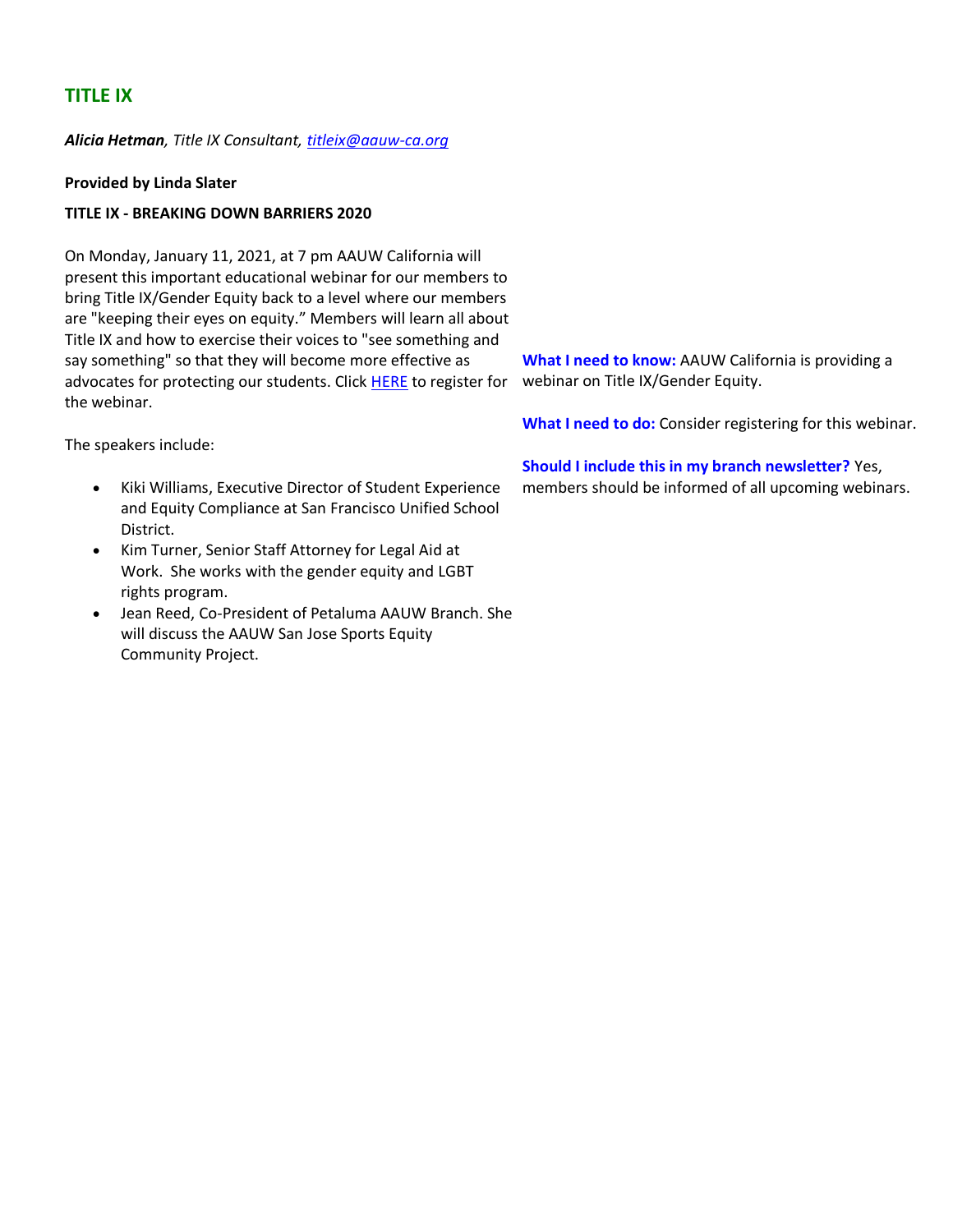## TITLE IX

***Alicia Hetman**, Title IX Consultant, [titleix@aauw-ca.org](mailto:titleix@aauw-ca.org)*

**Provided by Linda Slater**

**TITLE IX - BREAKING DOWN BARRIERS 2020**

On Monday, January 11, 2021, at 7 pm AAUW California will present this important educational webinar for our members to bring Title IX/Gender Equity back to a level where our members are "keeping their eyes on equity." Members will learn all about Title IX and how to exercise their voices to "see something and say something" so that they will become more effective as advocates for protecting our students. Click HERE to register for the webinar.

The speakers include:

- Kiki Williams, Executive Director of Student Experience and Equity Compliance at San Francisco Unified School District.
- Kim Turner, Senior Staff Attorney for Legal Aid at Work. She works with the gender equity and LGBT rights program.
- Jean Reed, Co-President of Petaluma AAUW Branch. She will discuss the AAUW San Jose Sports Equity Community Project.

**What I need to know:** AAUW California is providing a webinar on Title IX/Gender Equity.

**What I need to do:** Consider registering for this webinar.

**Should I include this in my branch newsletter?** Yes, members should be informed of all upcoming webinars.